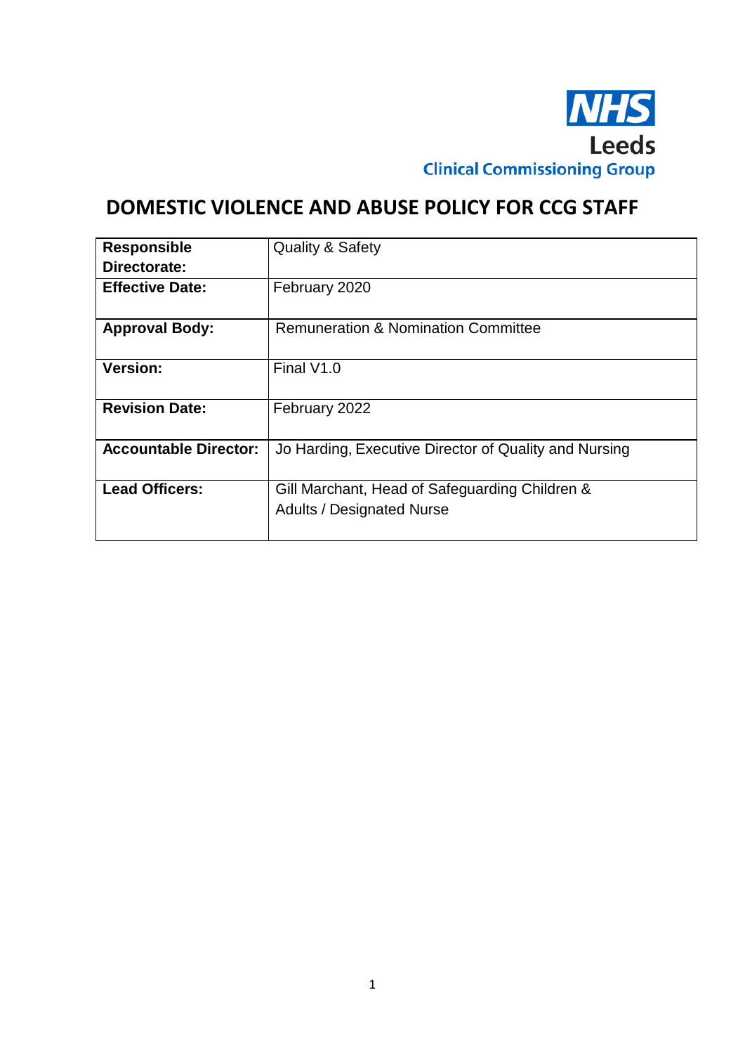NHS
Leeds
Clinical Commissioning Group

# DOMESTIC VIOLENCE AND ABUSE POLICY FOR CCG STAFF

| | |
|---|---|
| **Responsible Directorate:** | Quality & Safety |
| **Effective Date:** | February 2020 |
| **Approval Body:** | Remuneration & Nomination Committee |
| **Version:** | Final V1.0 |
| **Revision Date:** | February 2022 |
| **Accountable Director:** | Jo Harding, Executive Director of Quality and Nursing |
| **Lead Officers:** | Gill Marchant, Head of Safeguarding Children & Adults / Designated Nurse |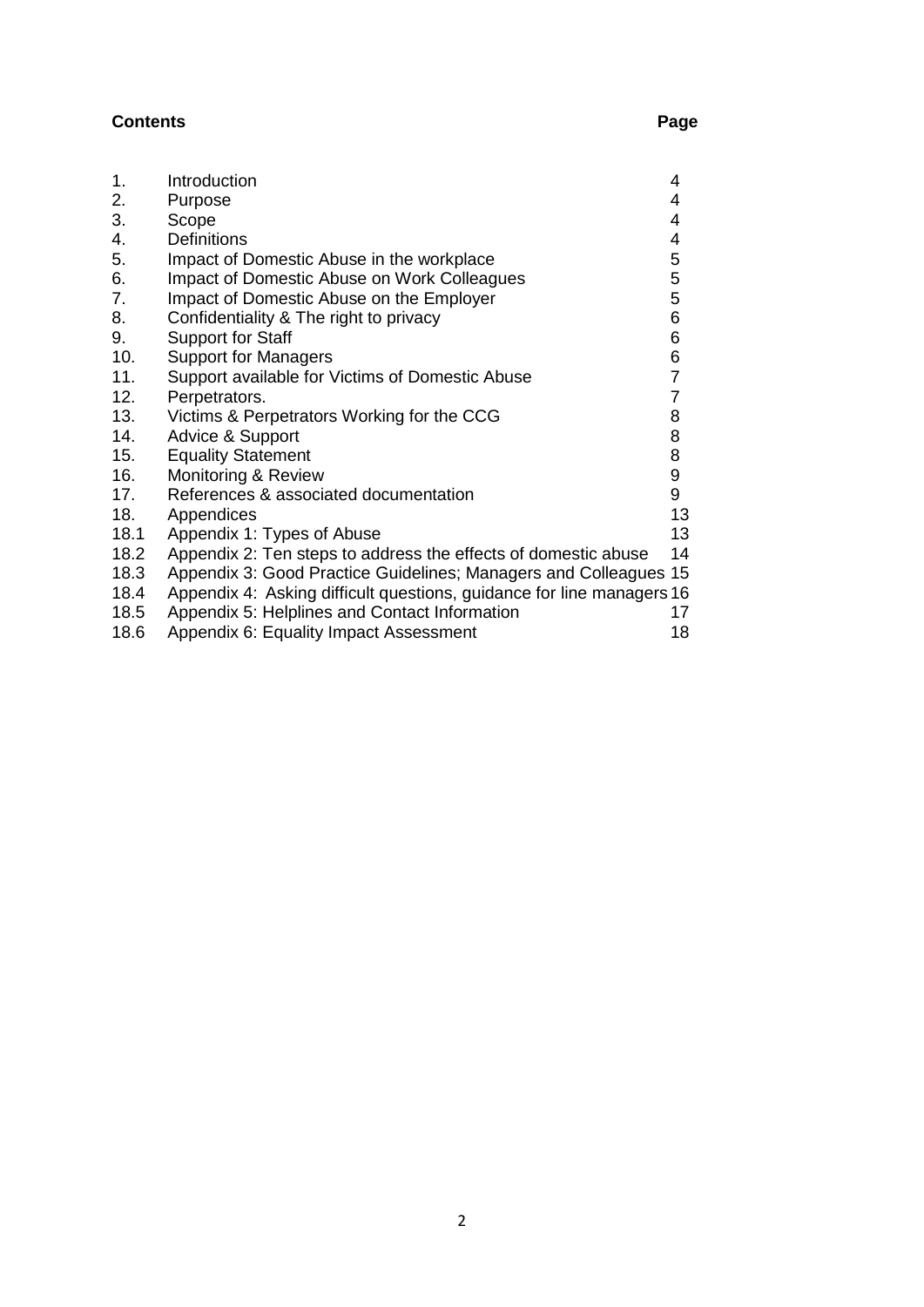## Contents

| | | Page |
|---|---|---|
| 1. | Introduction | 4 |
| 2. | Purpose | 4 |
| 3. | Scope | 4 |
| 4. | Definitions | 4 |
| 5. | Impact of Domestic Abuse in the workplace | 5 |
| 6. | Impact of Domestic Abuse on Work Colleagues | 5 |
| 7. | Impact of Domestic Abuse on the Employer | 5 |
| 8. | Confidentiality & The right to privacy | 6 |
| 9. | Support for Staff | 6 |
| 10. | Support for Managers | 6 |
| 11. | Support available for Victims of Domestic Abuse | 7 |
| 12. | Perpetrators. | 7 |
| 13. | Victims & Perpetrators Working for the CCG | 8 |
| 14. | Advice & Support | 8 |
| 15. | Equality Statement | 8 |
| 16. | Monitoring & Review | 9 |
| 17. | References & associated documentation | 9 |
| 18. | Appendices | 13 |
| 18.1 | Appendix 1: Types of Abuse | 13 |
| 18.2 | Appendix 2: Ten steps to address the effects of domestic abuse | 14 |
| 18.3 | Appendix 3: Good Practice Guidelines; Managers and Colleagues | 15 |
| 18.4 | Appendix 4: Asking difficult questions, guidance for line managers | 16 |
| 18.5 | Appendix 5: Helplines and Contact Information | 17 |
| 18.6 | Appendix 6: Equality Impact Assessment | 18 |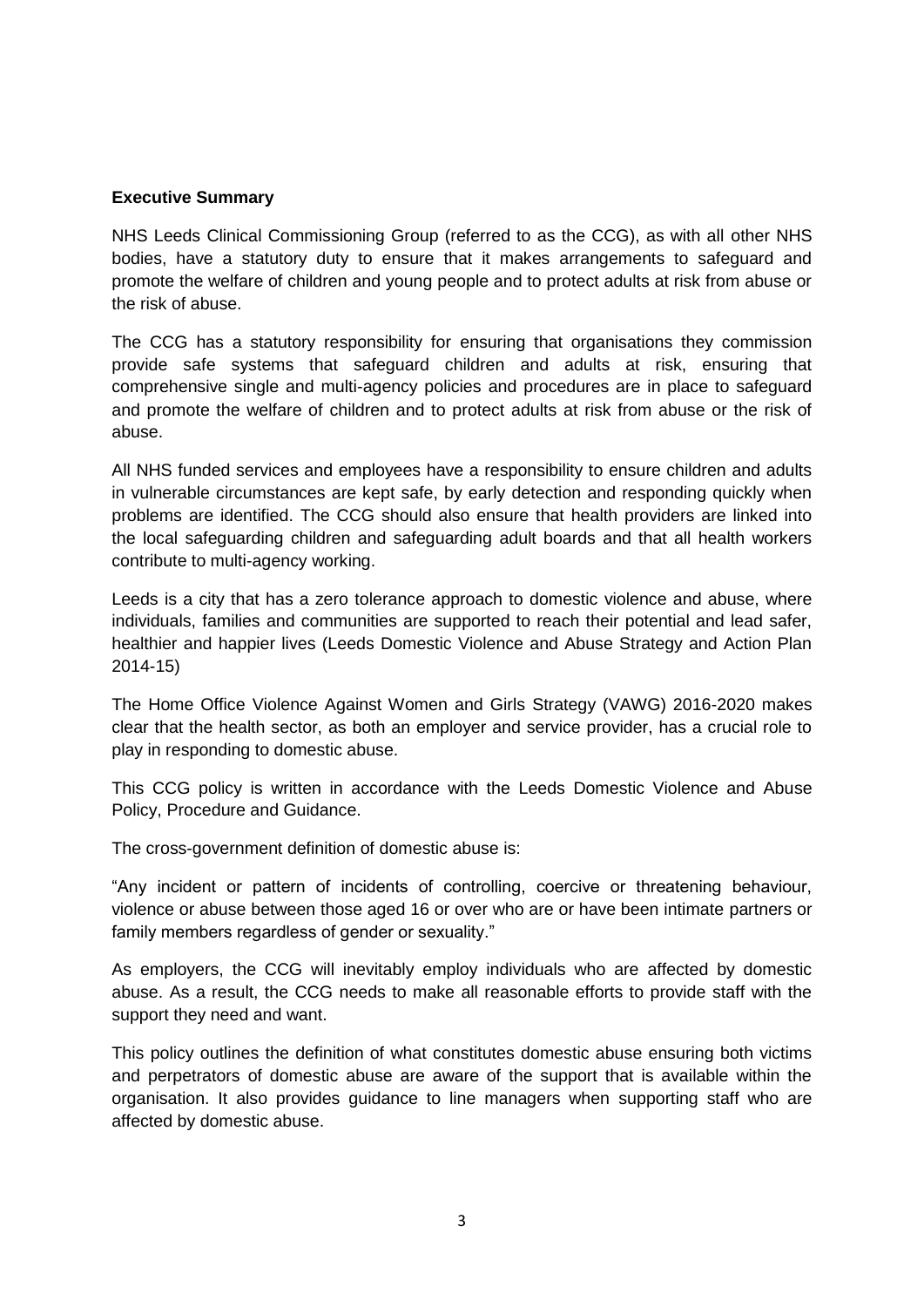**Executive Summary**

NHS Leeds Clinical Commissioning Group (referred to as the CCG), as with all other NHS bodies, have a statutory duty to ensure that it makes arrangements to safeguard and promote the welfare of children and young people and to protect adults at risk from abuse or the risk of abuse.

The CCG has a statutory responsibility for ensuring that organisations they commission provide safe systems that safeguard children and adults at risk, ensuring that comprehensive single and multi-agency policies and procedures are in place to safeguard and promote the welfare of children and to protect adults at risk from abuse or the risk of abuse.

All NHS funded services and employees have a responsibility to ensure children and adults in vulnerable circumstances are kept safe, by early detection and responding quickly when problems are identified. The CCG should also ensure that health providers are linked into the local safeguarding children and safeguarding adult boards and that all health workers contribute to multi-agency working.

Leeds is a city that has a zero tolerance approach to domestic violence and abuse, where individuals, families and communities are supported to reach their potential and lead safer, healthier and happier lives (Leeds Domestic Violence and Abuse Strategy and Action Plan 2014-15)

The Home Office Violence Against Women and Girls Strategy (VAWG) 2016-2020 makes clear that the health sector, as both an employer and service provider, has a crucial role to play in responding to domestic abuse.

This CCG policy is written in accordance with the Leeds Domestic Violence and Abuse Policy, Procedure and Guidance.

The cross-government definition of domestic abuse is:

"Any incident or pattern of incidents of controlling, coercive or threatening behaviour, violence or abuse between those aged 16 or over who are or have been intimate partners or family members regardless of gender or sexuality."

As employers, the CCG will inevitably employ individuals who are affected by domestic abuse. As a result, the CCG needs to make all reasonable efforts to provide staff with the support they need and want.

This policy outlines the definition of what constitutes domestic abuse ensuring both victims and perpetrators of domestic abuse are aware of the support that is available within the organisation. It also provides guidance to line managers when supporting staff who are affected by domestic abuse.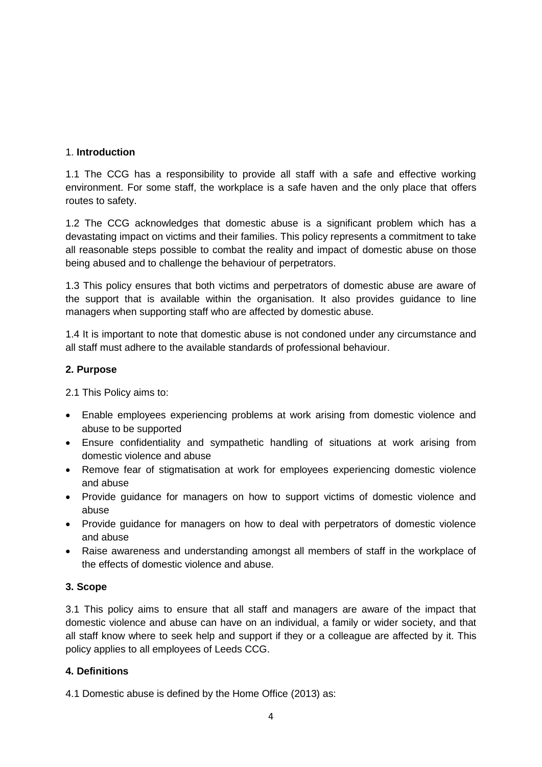## 1. **Introduction**

1.1 The CCG has a responsibility to provide all staff with a safe and effective working environment. For some staff, the workplace is a safe haven and the only place that offers routes to safety.

1.2 The CCG acknowledges that domestic abuse is a significant problem which has a devastating impact on victims and their families. This policy represents a commitment to take all reasonable steps possible to combat the reality and impact of domestic abuse on those being abused and to challenge the behaviour of perpetrators.

1.3 This policy ensures that both victims and perpetrators of domestic abuse are aware of the support that is available within the organisation. It also provides guidance to line managers when supporting staff who are affected by domestic abuse.

1.4 It is important to note that domestic abuse is not condoned under any circumstance and all staff must adhere to the available standards of professional behaviour.

## **2. Purpose**

2.1 This Policy aims to:

- Enable employees experiencing problems at work arising from domestic violence and abuse to be supported
- Ensure confidentiality and sympathetic handling of situations at work arising from domestic violence and abuse
- Remove fear of stigmatisation at work for employees experiencing domestic violence and abuse
- Provide guidance for managers on how to support victims of domestic violence and abuse
- Provide guidance for managers on how to deal with perpetrators of domestic violence and abuse
- Raise awareness and understanding amongst all members of staff in the workplace of the effects of domestic violence and abuse.

## **3. Scope**

3.1 This policy aims to ensure that all staff and managers are aware of the impact that domestic violence and abuse can have on an individual, a family or wider society, and that all staff know where to seek help and support if they or a colleague are affected by it. This policy applies to all employees of Leeds CCG.

## **4. Definitions**

4.1 Domestic abuse is defined by the Home Office (2013) as: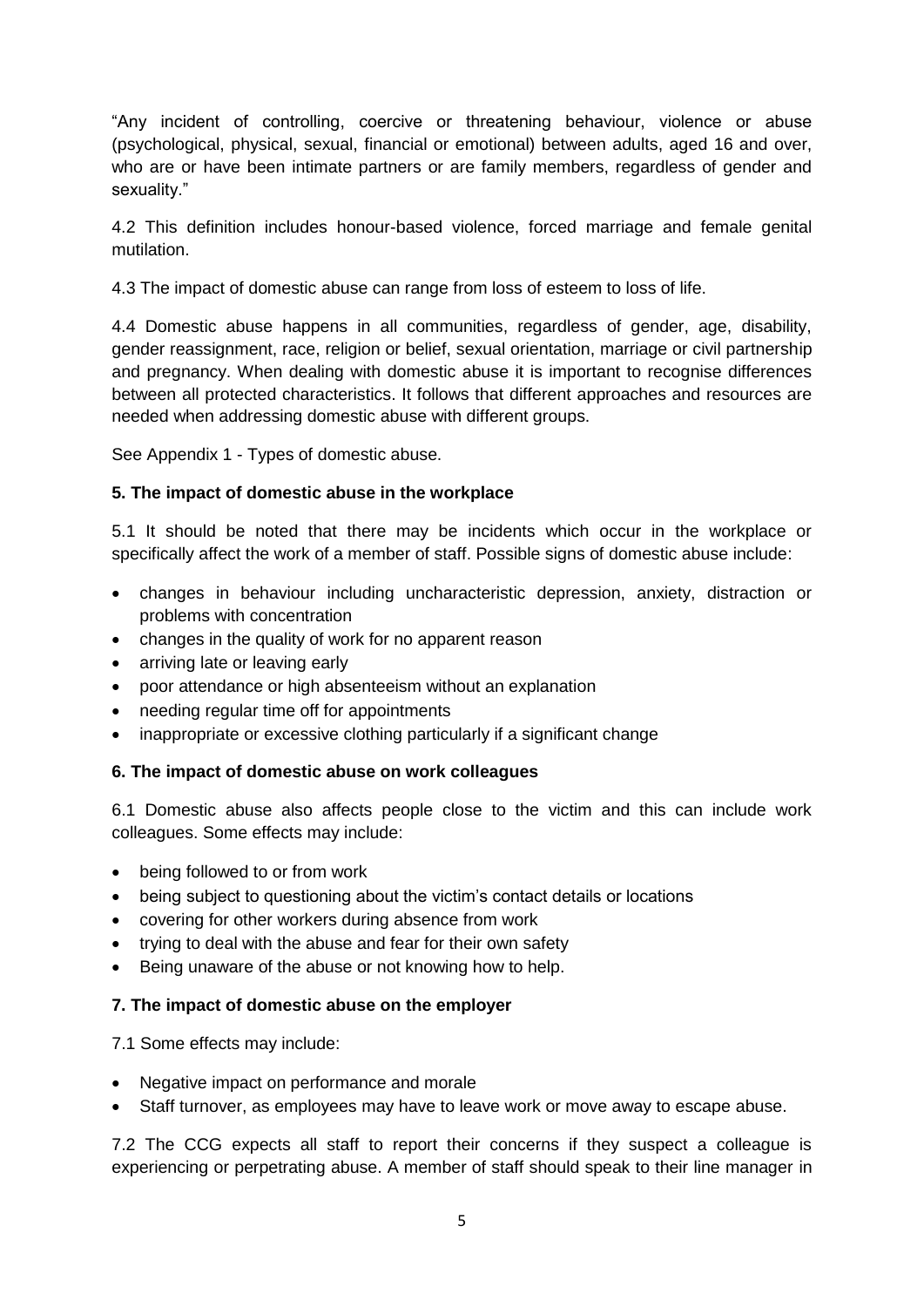"Any incident of controlling, coercive or threatening behaviour, violence or abuse (psychological, physical, sexual, financial or emotional) between adults, aged 16 and over, who are or have been intimate partners or are family members, regardless of gender and sexuality."

4.2 This definition includes honour-based violence, forced marriage and female genital mutilation.

4.3 The impact of domestic abuse can range from loss of esteem to loss of life.

4.4 Domestic abuse happens in all communities, regardless of gender, age, disability, gender reassignment, race, religion or belief, sexual orientation, marriage or civil partnership and pregnancy. When dealing with domestic abuse it is important to recognise differences between all protected characteristics. It follows that different approaches and resources are needed when addressing domestic abuse with different groups.

See Appendix 1 - Types of domestic abuse.

**5. The impact of domestic abuse in the workplace**

5.1 It should be noted that there may be incidents which occur in the workplace or specifically affect the work of a member of staff. Possible signs of domestic abuse include:

- changes in behaviour including uncharacteristic depression, anxiety, distraction or problems with concentration
- changes in the quality of work for no apparent reason
- arriving late or leaving early
- poor attendance or high absenteeism without an explanation
- needing regular time off for appointments
- inappropriate or excessive clothing particularly if a significant change

**6. The impact of domestic abuse on work colleagues**

6.1 Domestic abuse also affects people close to the victim and this can include work colleagues. Some effects may include:

- being followed to or from work
- being subject to questioning about the victim's contact details or locations
- covering for other workers during absence from work
- trying to deal with the abuse and fear for their own safety
- Being unaware of the abuse or not knowing how to help.

**7. The impact of domestic abuse on the employer**

7.1 Some effects may include:

- Negative impact on performance and morale
- Staff turnover, as employees may have to leave work or move away to escape abuse.

7.2 The CCG expects all staff to report their concerns if they suspect a colleague is experiencing or perpetrating abuse. A member of staff should speak to their line manager in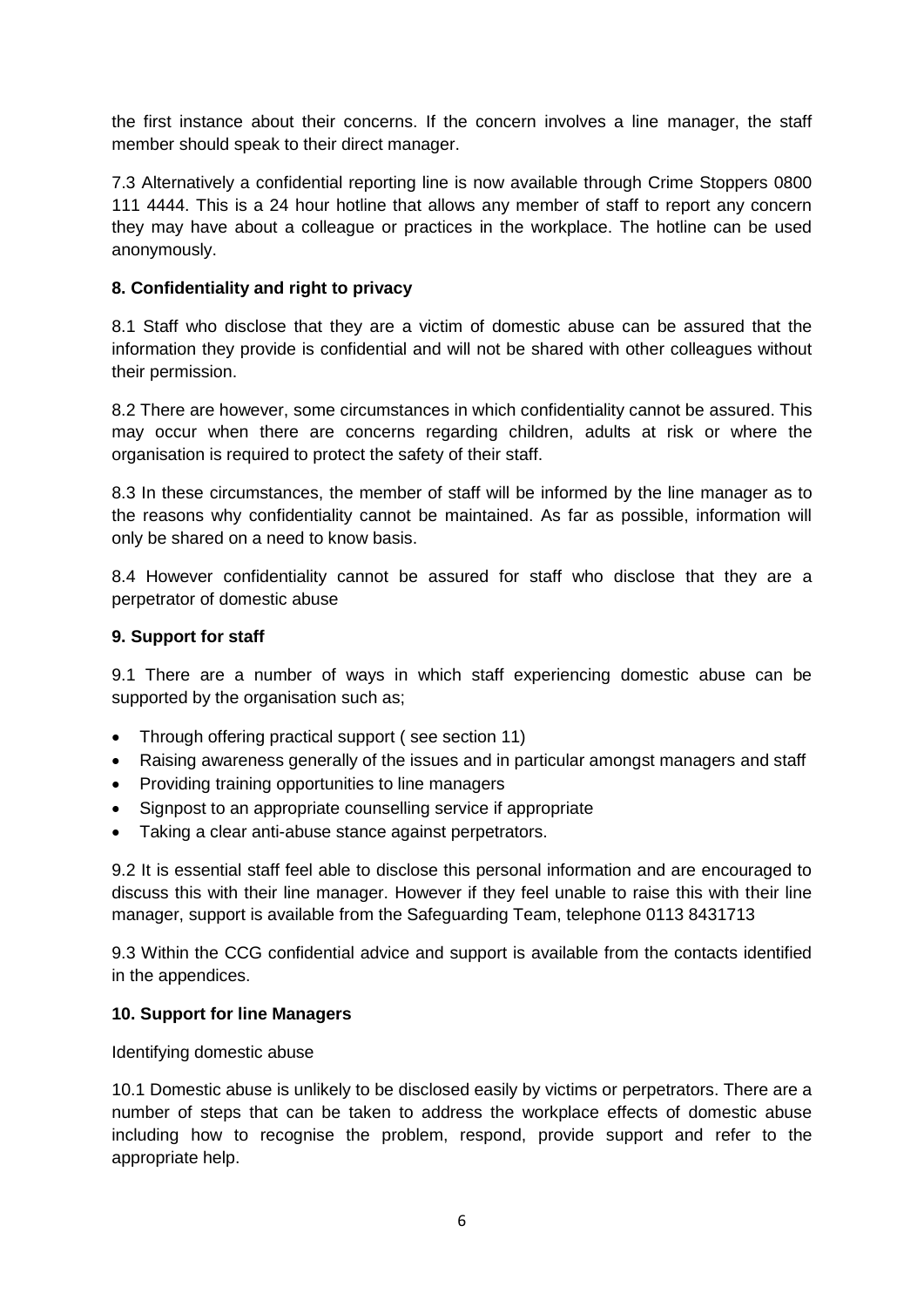the first instance about their concerns. If the concern involves a line manager, the staff member should speak to their direct manager.

7.3 Alternatively a confidential reporting line is now available through Crime Stoppers 0800 111 4444. This is a 24 hour hotline that allows any member of staff to report any concern they may have about a colleague or practices in the workplace. The hotline can be used anonymously.

**8. Confidentiality and right to privacy**

8.1 Staff who disclose that they are a victim of domestic abuse can be assured that the information they provide is confidential and will not be shared with other colleagues without their permission.

8.2 There are however, some circumstances in which confidentiality cannot be assured. This may occur when there are concerns regarding children, adults at risk or where the organisation is required to protect the safety of their staff.

8.3 In these circumstances, the member of staff will be informed by the line manager as to the reasons why confidentiality cannot be maintained. As far as possible, information will only be shared on a need to know basis.

8.4 However confidentiality cannot be assured for staff who disclose that they are a perpetrator of domestic abuse

**9. Support for staff**

9.1 There are a number of ways in which staff experiencing domestic abuse can be supported by the organisation such as;

- Through offering practical support ( see section 11)
- Raising awareness generally of the issues and in particular amongst managers and staff
- Providing training opportunities to line managers
- Signpost to an appropriate counselling service if appropriate
- Taking a clear anti-abuse stance against perpetrators.

9.2 It is essential staff feel able to disclose this personal information and are encouraged to discuss this with their line manager. However if they feel unable to raise this with their line manager, support is available from the Safeguarding Team, telephone 0113 8431713

9.3 Within the CCG confidential advice and support is available from the contacts identified in the appendices.

**10. Support for line Managers**

Identifying domestic abuse

10.1 Domestic abuse is unlikely to be disclosed easily by victims or perpetrators. There are a number of steps that can be taken to address the workplace effects of domestic abuse including how to recognise the problem, respond, provide support and refer to the appropriate help.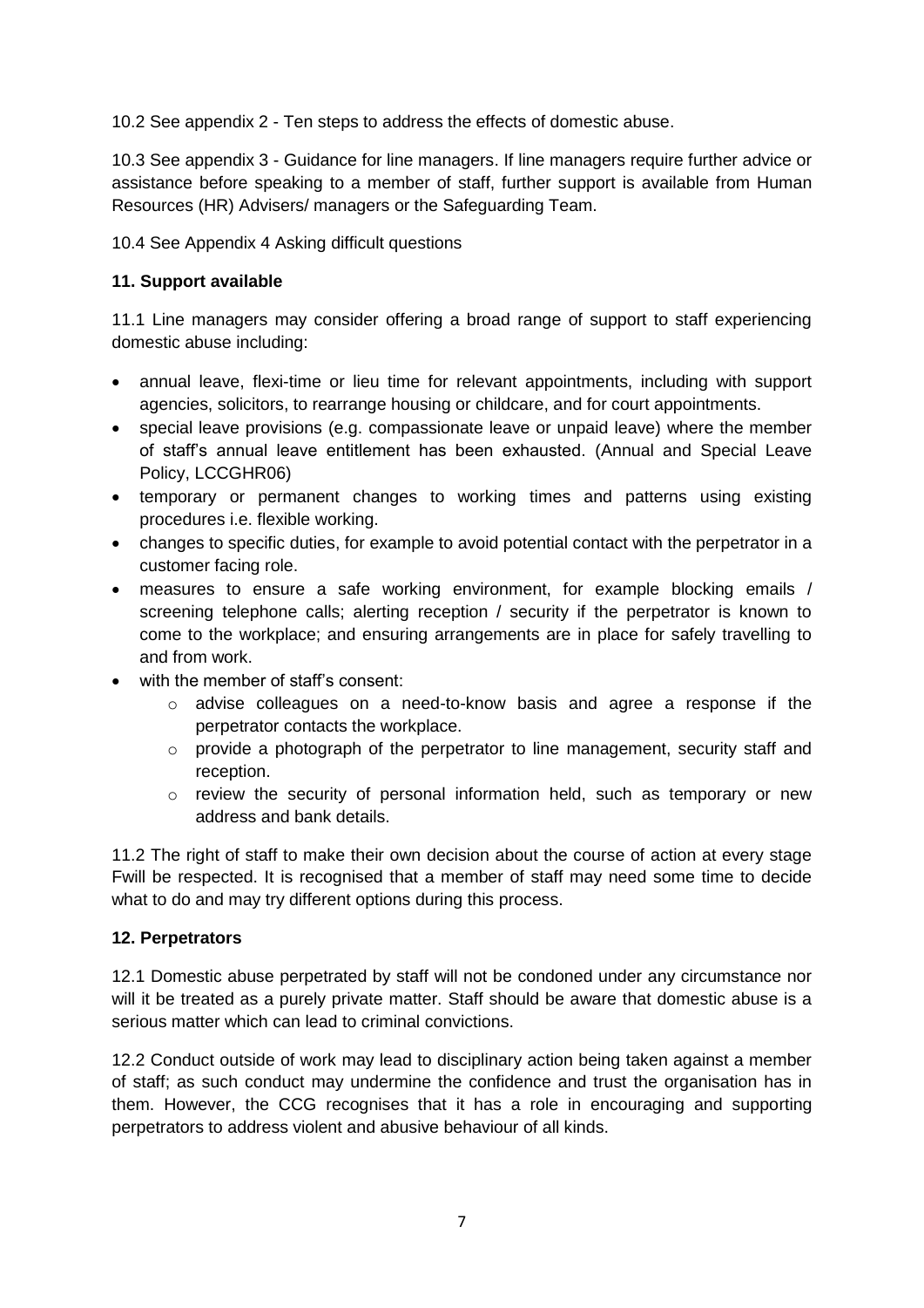10.2 See appendix 2 - Ten steps to address the effects of domestic abuse.

10.3 See appendix 3 - Guidance for line managers. If line managers require further advice or assistance before speaking to a member of staff, further support is available from Human Resources (HR) Advisers/ managers or the Safeguarding Team.

10.4 See Appendix 4 Asking difficult questions

## 11. Support available

11.1 Line managers may consider offering a broad range of support to staff experiencing domestic abuse including:

- annual leave, flexi-time or lieu time for relevant appointments, including with support agencies, solicitors, to rearrange housing or childcare, and for court appointments.
- special leave provisions (e.g. compassionate leave or unpaid leave) where the member of staff's annual leave entitlement has been exhausted. (Annual and Special Leave Policy, LCCGHR06)
- temporary or permanent changes to working times and patterns using existing procedures i.e. flexible working.
- changes to specific duties, for example to avoid potential contact with the perpetrator in a customer facing role.
- measures to ensure a safe working environment, for example blocking emails / screening telephone calls; alerting reception / security if the perpetrator is known to come to the workplace; and ensuring arrangements are in place for safely travelling to and from work.
- with the member of staff's consent:
    - advise colleagues on a need-to-know basis and agree a response if the perpetrator contacts the workplace.
    - provide a photograph of the perpetrator to line management, security staff and reception.
    - review the security of personal information held, such as temporary or new address and bank details.

11.2 The right of staff to make their own decision about the course of action at every stage Fwill be respected. It is recognised that a member of staff may need some time to decide what to do and may try different options during this process.

## 12. Perpetrators

12.1 Domestic abuse perpetrated by staff will not be condoned under any circumstance nor will it be treated as a purely private matter. Staff should be aware that domestic abuse is a serious matter which can lead to criminal convictions.

12.2 Conduct outside of work may lead to disciplinary action being taken against a member of staff; as such conduct may undermine the confidence and trust the organisation has in them. However, the CCG recognises that it has a role in encouraging and supporting perpetrators to address violent and abusive behaviour of all kinds.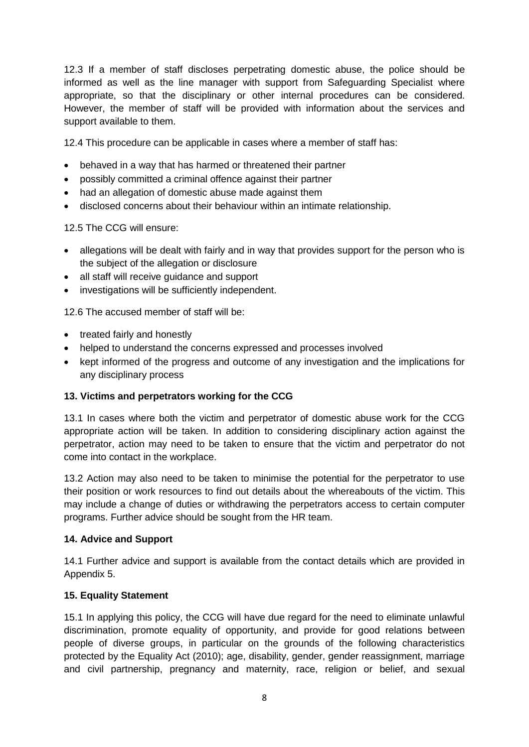12.3 If a member of staff discloses perpetrating domestic abuse, the police should be informed as well as the line manager with support from Safeguarding Specialist where appropriate, so that the disciplinary or other internal procedures can be considered. However, the member of staff will be provided with information about the services and support available to them.

12.4 This procedure can be applicable in cases where a member of staff has:

- behaved in a way that has harmed or threatened their partner
- possibly committed a criminal offence against their partner
- had an allegation of domestic abuse made against them
- disclosed concerns about their behaviour within an intimate relationship.

12.5 The CCG will ensure:

- allegations will be dealt with fairly and in way that provides support for the person who is the subject of the allegation or disclosure
- all staff will receive guidance and support
- investigations will be sufficiently independent.

12.6 The accused member of staff will be:

- treated fairly and honestly
- helped to understand the concerns expressed and processes involved
- kept informed of the progress and outcome of any investigation and the implications for any disciplinary process

**13. Victims and perpetrators working for the CCG**

13.1 In cases where both the victim and perpetrator of domestic abuse work for the CCG appropriate action will be taken. In addition to considering disciplinary action against the perpetrator, action may need to be taken to ensure that the victim and perpetrator do not come into contact in the workplace.

13.2 Action may also need to be taken to minimise the potential for the perpetrator to use their position or work resources to find out details about the whereabouts of the victim. This may include a change of duties or withdrawing the perpetrators access to certain computer programs. Further advice should be sought from the HR team.

**14. Advice and Support**

14.1 Further advice and support is available from the contact details which are provided in Appendix 5.

**15. Equality Statement**

15.1 In applying this policy, the CCG will have due regard for the need to eliminate unlawful discrimination, promote equality of opportunity, and provide for good relations between people of diverse groups, in particular on the grounds of the following characteristics protected by the Equality Act (2010); age, disability, gender, gender reassignment, marriage and civil partnership, pregnancy and maternity, race, religion or belief, and sexual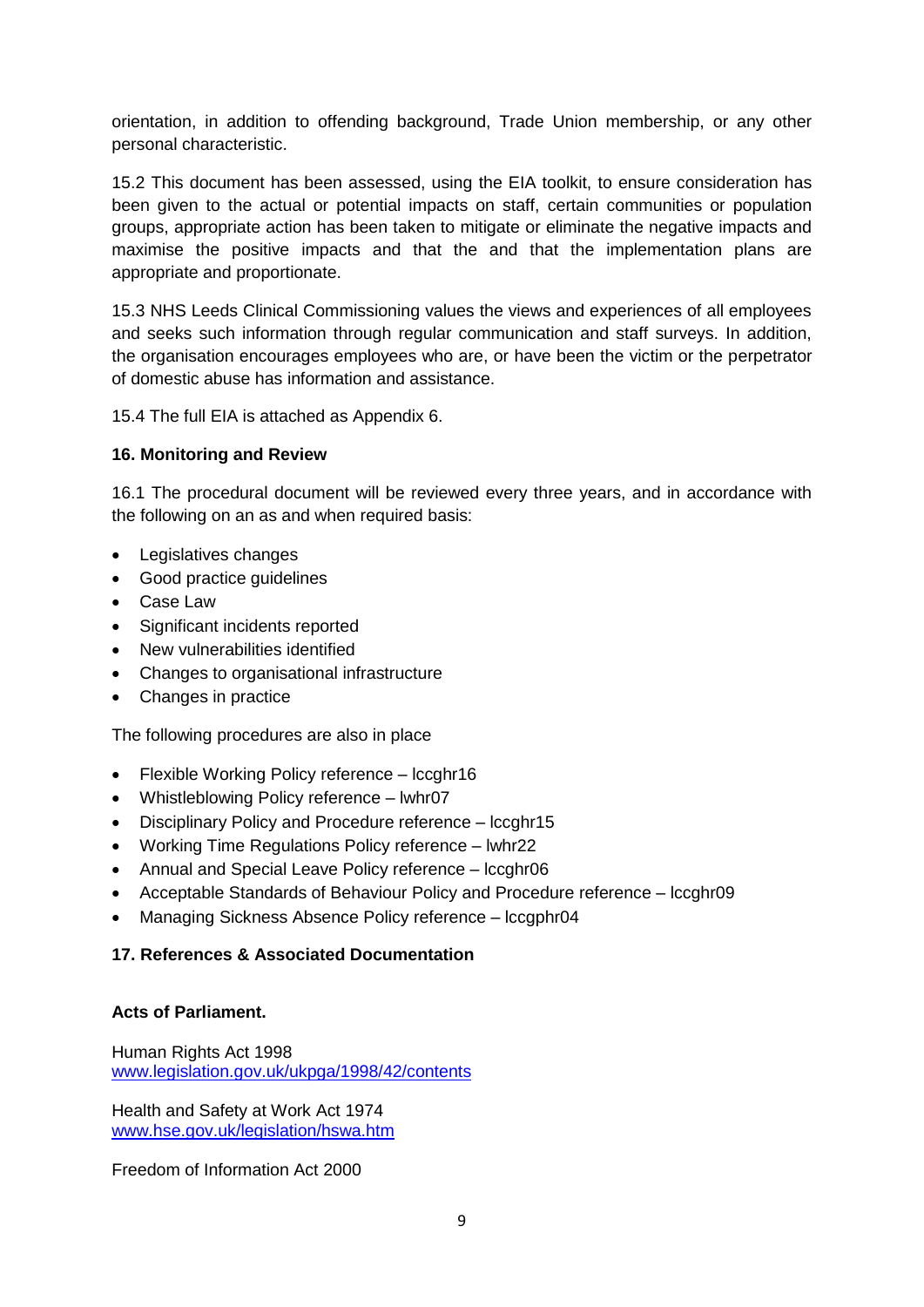orientation, in addition to offending background, Trade Union membership, or any other personal characteristic.

15.2 This document has been assessed, using the EIA toolkit, to ensure consideration has been given to the actual or potential impacts on staff, certain communities or population groups, appropriate action has been taken to mitigate or eliminate the negative impacts and maximise the positive impacts and that the and that the implementation plans are appropriate and proportionate.

15.3 NHS Leeds Clinical Commissioning values the views and experiences of all employees and seeks such information through regular communication and staff surveys. In addition, the organisation encourages employees who are, or have been the victim or the perpetrator of domestic abuse has information and assistance.

15.4 The full EIA is attached as Appendix 6.

## 16. Monitoring and Review

16.1 The procedural document will be reviewed every three years, and in accordance with the following on an as and when required basis:

- Legislatives changes
- Good practice guidelines
- Case Law
- Significant incidents reported
- New vulnerabilities identified
- Changes to organisational infrastructure
- Changes in practice

The following procedures are also in place

- Flexible Working Policy reference – lccghr16
- Whistleblowing Policy reference – lwhr07
- Disciplinary Policy and Procedure reference – lccghr15
- Working Time Regulations Policy reference – lwhr22
- Annual and Special Leave Policy reference – lccghr06
- Acceptable Standards of Behaviour Policy and Procedure reference – lccghr09
- Managing Sickness Absence Policy reference – lccgphr04

## 17. References & Associated Documentation

**Acts of Parliament.**

Human Rights Act 1998
www.legislation.gov.uk/ukpga/1998/42/contents

Health and Safety at Work Act 1974
www.hse.gov.uk/legislation/hswa.htm

Freedom of Information Act 2000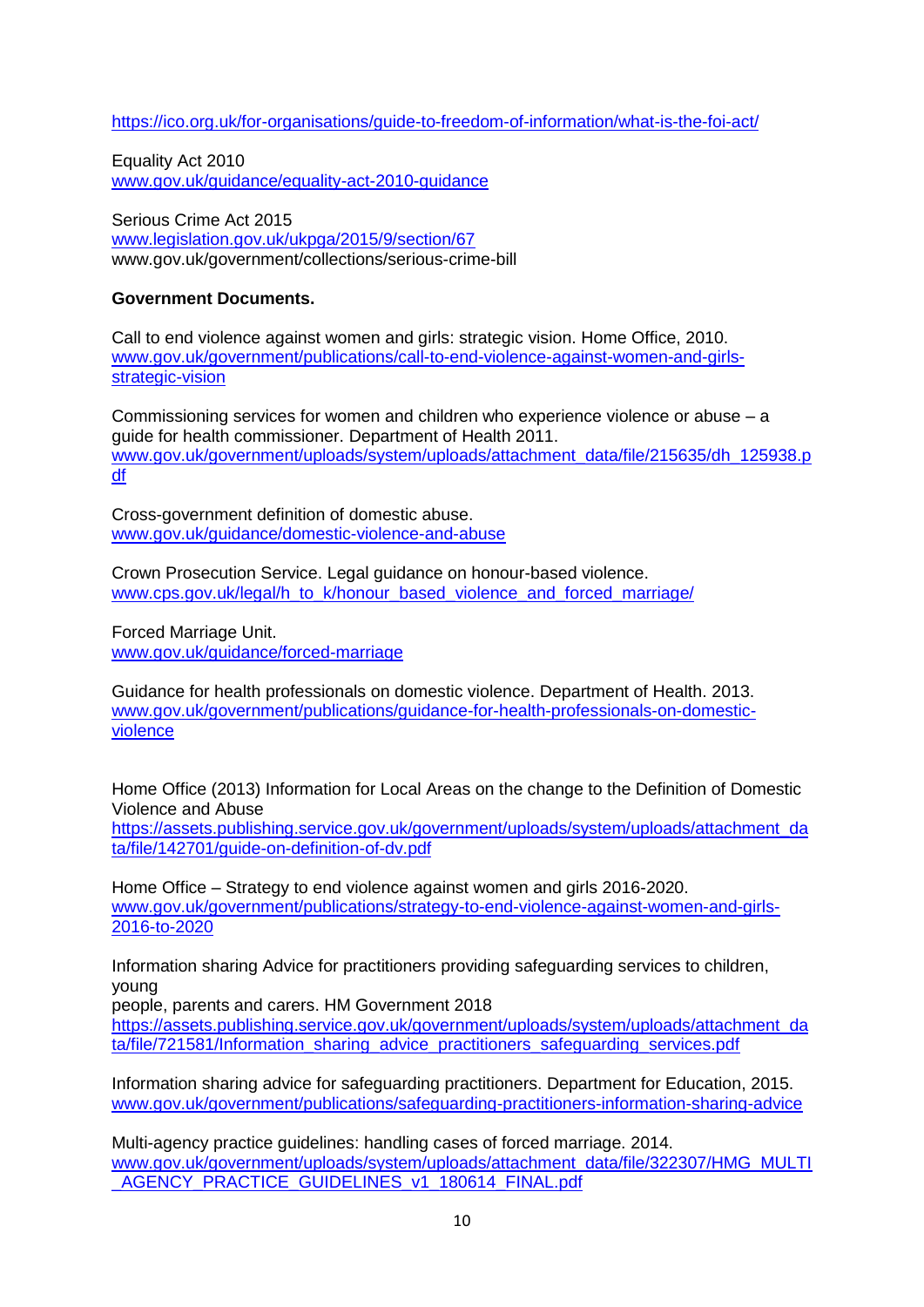https://ico.org.uk/for-organisations/guide-to-freedom-of-information/what-is-the-foi-act/

Equality Act 2010
www.gov.uk/guidance/equality-act-2010-guidance

Serious Crime Act 2015
www.legislation.gov.uk/ukpga/2015/9/section/67
www.gov.uk/government/collections/serious-crime-bill

**Government Documents.**

Call to end violence against women and girls: strategic vision. Home Office, 2010.
www.gov.uk/government/publications/call-to-end-violence-against-women-and-girls-strategic-vision

Commissioning services for women and children who experience violence or abuse – a guide for health commissioner. Department of Health 2011.
www.gov.uk/government/uploads/system/uploads/attachment_data/file/215635/dh_125938.pdf

Cross-government definition of domestic abuse.
www.gov.uk/guidance/domestic-violence-and-abuse

Crown Prosecution Service. Legal guidance on honour-based violence.
www.cps.gov.uk/legal/h_to_k/honour_based_violence_and_forced_marriage/

Forced Marriage Unit.
www.gov.uk/guidance/forced-marriage

Guidance for health professionals on domestic violence. Department of Health. 2013.
www.gov.uk/government/publications/guidance-for-health-professionals-on-domestic-violence

Home Office (2013) Information for Local Areas on the change to the Definition of Domestic Violence and Abuse
https://assets.publishing.service.gov.uk/government/uploads/system/uploads/attachment_data/file/142701/guide-on-definition-of-dv.pdf

Home Office – Strategy to end violence against women and girls 2016-2020.
www.gov.uk/government/publications/strategy-to-end-violence-against-women-and-girls-2016-to-2020

Information sharing Advice for practitioners providing safeguarding services to children, young
people, parents and carers. HM Government 2018
https://assets.publishing.service.gov.uk/government/uploads/system/uploads/attachment_data/file/721581/Information_sharing_advice_practitioners_safeguarding_services.pdf

Information sharing advice for safeguarding practitioners. Department for Education, 2015.
www.gov.uk/government/publications/safeguarding-practitioners-information-sharing-advice

Multi-agency practice guidelines: handling cases of forced marriage. 2014.
www.gov.uk/government/uploads/system/uploads/attachment_data/file/322307/HMG_MULTI_AGENCY_PRACTICE_GUIDELINES_v1_180614_FINAL.pdf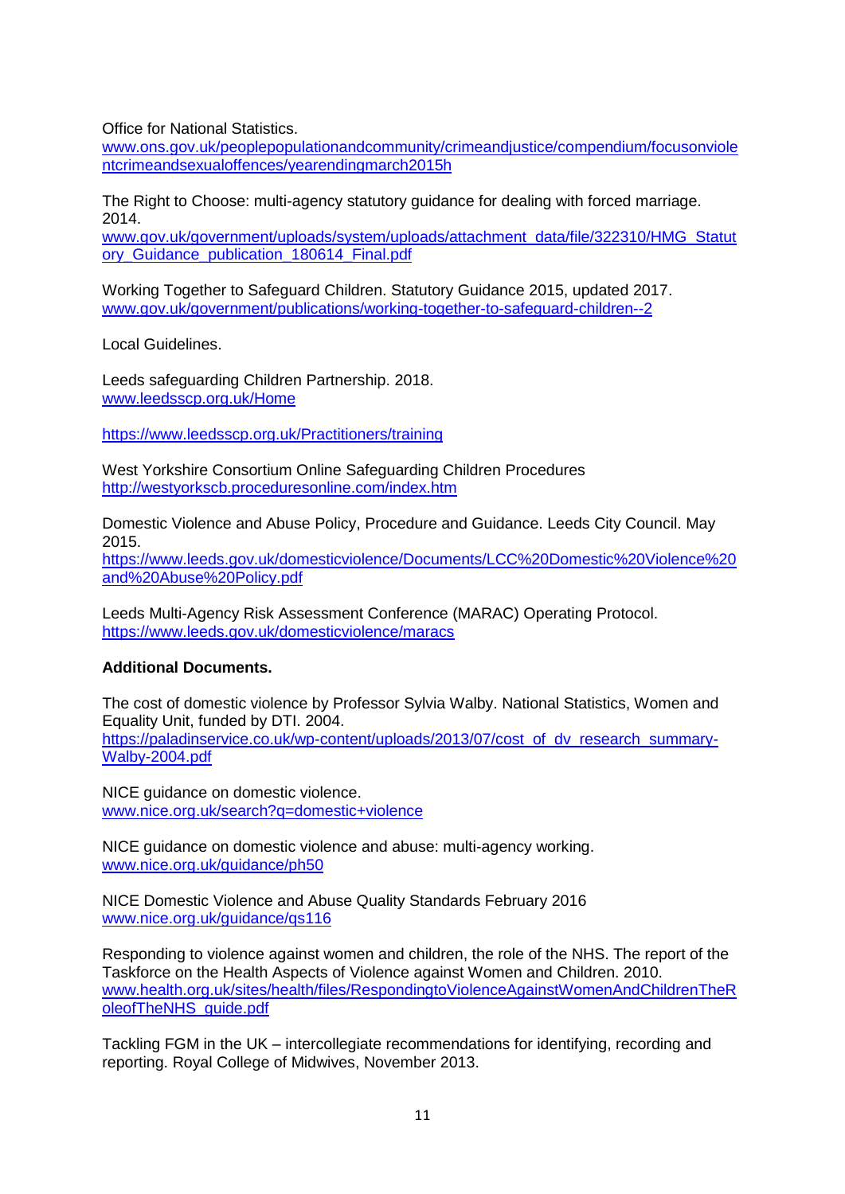Office for National Statistics.
www.ons.gov.uk/peoplepopulationandcommunity/crimeandjustice/compendium/focusonviolentcrimeandsexualoffences/yearendingmarch2015h

The Right to Choose: multi-agency statutory guidance for dealing with forced marriage. 2014.
www.gov.uk/government/uploads/system/uploads/attachment_data/file/322310/HMG_Statutory_Guidance_publication_180614_Final.pdf

Working Together to Safeguard Children. Statutory Guidance 2015, updated 2017.
www.gov.uk/government/publications/working-together-to-safeguard-children--2

Local Guidelines.

Leeds safeguarding Children Partnership. 2018.
www.leedsscp.org.uk/Home

https://www.leedsscp.org.uk/Practitioners/training

West Yorkshire Consortium Online Safeguarding Children Procedures
http://westyorkscb.proceduresonline.com/index.htm

Domestic Violence and Abuse Policy, Procedure and Guidance. Leeds City Council. May 2015.
https://www.leeds.gov.uk/domesticviolence/Documents/LCC%20Domestic%20Violence%20and%20Abuse%20Policy.pdf

Leeds Multi-Agency Risk Assessment Conference (MARAC) Operating Protocol.
https://www.leeds.gov.uk/domesticviolence/maracs

**Additional Documents.**

The cost of domestic violence by Professor Sylvia Walby. National Statistics, Women and Equality Unit, funded by DTI. 2004.
https://paladinservice.co.uk/wp-content/uploads/2013/07/cost_of_dv_research_summary-Walby-2004.pdf

NICE guidance on domestic violence.
www.nice.org.uk/search?q=domestic+violence

NICE guidance on domestic violence and abuse: multi-agency working.
www.nice.org.uk/guidance/ph50

NICE Domestic Violence and Abuse Quality Standards February 2016
www.nice.org.uk/guidance/qs116

Responding to violence against women and children, the role of the NHS. The report of the Taskforce on the Health Aspects of Violence against Women and Children. 2010.
www.health.org.uk/sites/health/files/RespondingtoViolenceAgainstWomenAndChildrenTheRoleofTheNHS_guide.pdf

Tackling FGM in the UK – intercollegiate recommendations for identifying, recording and reporting. Royal College of Midwives, November 2013.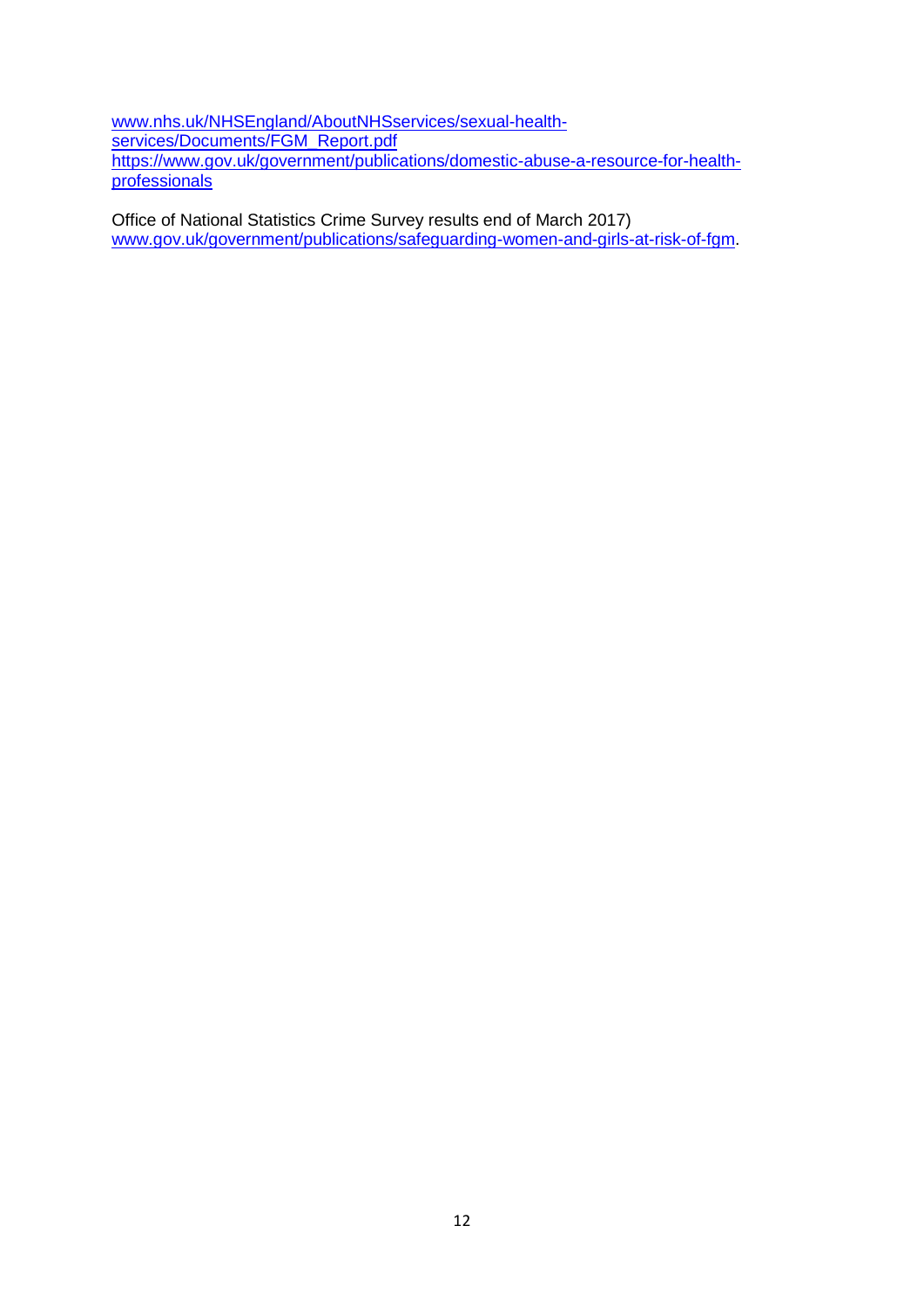www.nhs.uk/NHSEngland/AboutNHSservices/sexual-health-services/Documents/FGM_Report.pdf
https://www.gov.uk/government/publications/domestic-abuse-a-resource-for-health-professionals

Office of National Statistics Crime Survey results end of March 2017)
www.gov.uk/government/publications/safeguarding-women-and-girls-at-risk-of-fgm.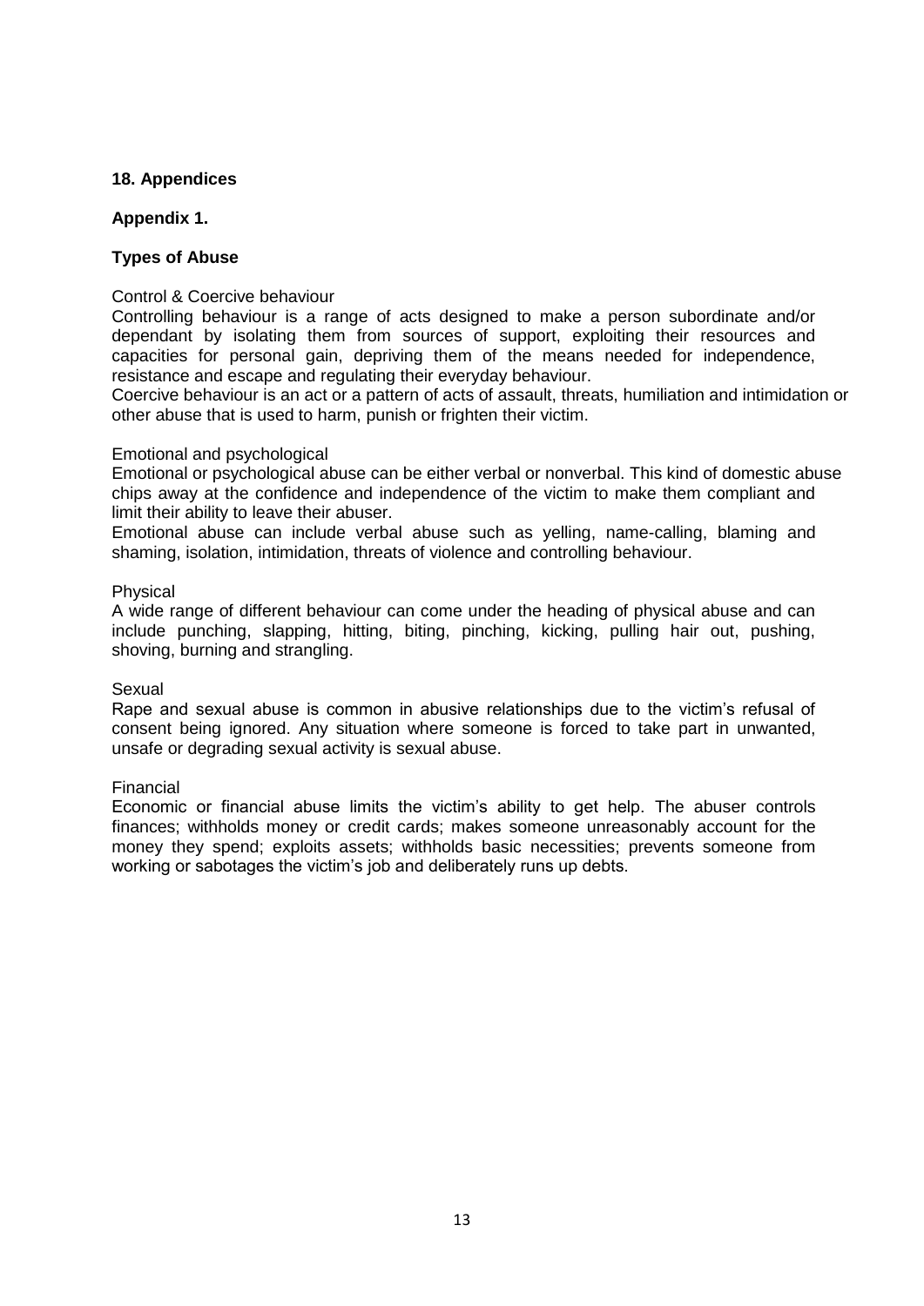**18. Appendices**

**Appendix 1.**

**Types of Abuse**

Control & Coercive behaviour

Controlling behaviour is a range of acts designed to make a person subordinate and/or dependant by isolating them from sources of support, exploiting their resources and capacities for personal gain, depriving them of the means needed for independence, resistance and escape and regulating their everyday behaviour.

Coercive behaviour is an act or a pattern of acts of assault, threats, humiliation and intimidation or other abuse that is used to harm, punish or frighten their victim.

Emotional and psychological

Emotional or psychological abuse can be either verbal or nonverbal. This kind of domestic abuse chips away at the confidence and independence of the victim to make them compliant and limit their ability to leave their abuser.

Emotional abuse can include verbal abuse such as yelling, name-calling, blaming and shaming, isolation, intimidation, threats of violence and controlling behaviour.

Physical

A wide range of different behaviour can come under the heading of physical abuse and can include punching, slapping, hitting, biting, pinching, kicking, pulling hair out, pushing, shoving, burning and strangling.

Sexual

Rape and sexual abuse is common in abusive relationships due to the victim's refusal of consent being ignored. Any situation where someone is forced to take part in unwanted, unsafe or degrading sexual activity is sexual abuse.

Financial

Economic or financial abuse limits the victim's ability to get help. The abuser controls finances; withholds money or credit cards; makes someone unreasonably account for the money they spend; exploits assets; withholds basic necessities; prevents someone from working or sabotages the victim's job and deliberately runs up debts.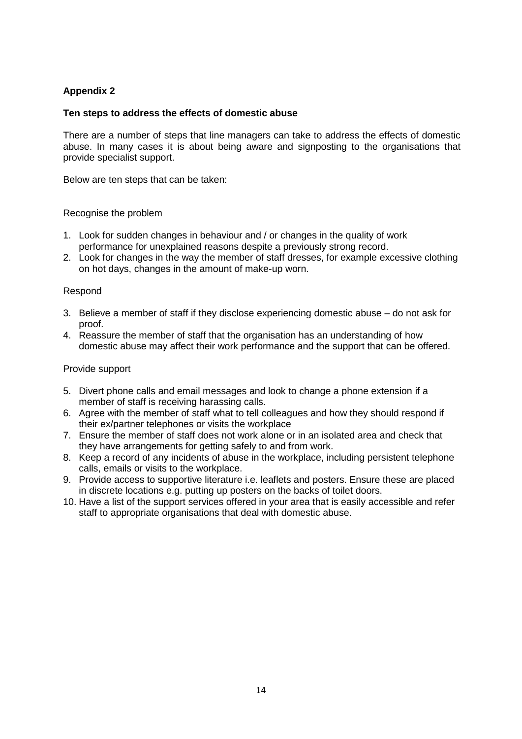## Appendix 2

### Ten steps to address the effects of domestic abuse

There are a number of steps that line managers can take to address the effects of domestic abuse. In many cases it is about being aware and signposting to the organisations that provide specialist support.

Below are ten steps that can be taken:

Recognise the problem

1. Look for sudden changes in behaviour and / or changes in the quality of work performance for unexplained reasons despite a previously strong record.
2. Look for changes in the way the member of staff dresses, for example excessive clothing on hot days, changes in the amount of make-up worn.

Respond

3. Believe a member of staff if they disclose experiencing domestic abuse – do not ask for proof.
4. Reassure the member of staff that the organisation has an understanding of how domestic abuse may affect their work performance and the support that can be offered.

Provide support

5. Divert phone calls and email messages and look to change a phone extension if a member of staff is receiving harassing calls.
6. Agree with the member of staff what to tell colleagues and how they should respond if their ex/partner telephones or visits the workplace
7. Ensure the member of staff does not work alone or in an isolated area and check that they have arrangements for getting safely to and from work.
8. Keep a record of any incidents of abuse in the workplace, including persistent telephone calls, emails or visits to the workplace.
9. Provide access to supportive literature i.e. leaflets and posters. Ensure these are placed in discrete locations e.g. putting up posters on the backs of toilet doors.
10. Have a list of the support services offered in your area that is easily accessible and refer staff to appropriate organisations that deal with domestic abuse.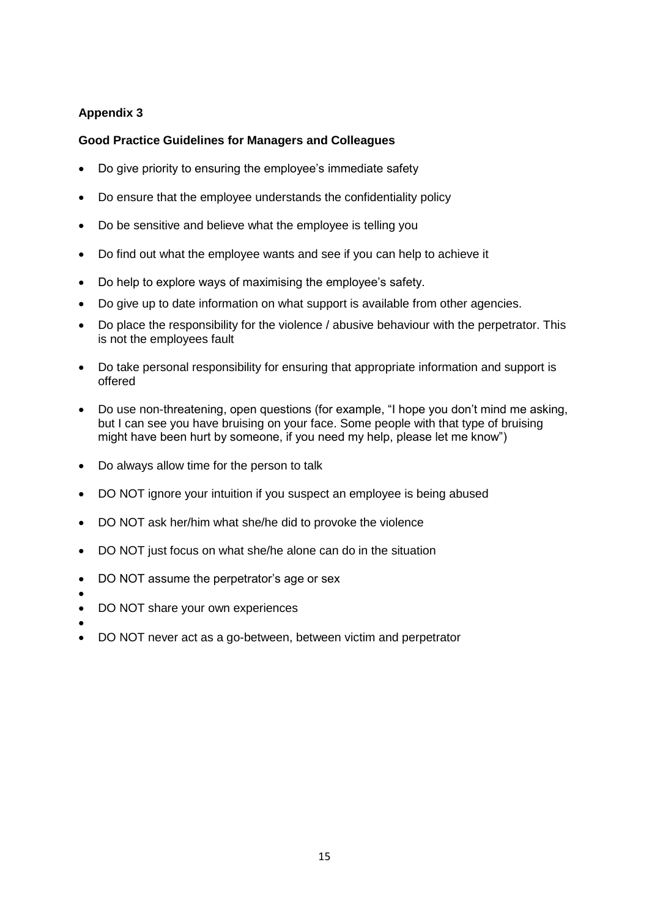**Appendix 3**

**Good Practice Guidelines for Managers and Colleagues**

- Do give priority to ensuring the employee's immediate safety
- Do ensure that the employee understands the confidentiality policy
- Do be sensitive and believe what the employee is telling you
- Do find out what the employee wants and see if you can help to achieve it
- Do help to explore ways of maximising the employee's safety.
- Do give up to date information on what support is available from other agencies.
- Do place the responsibility for the violence / abusive behaviour with the perpetrator. This is not the employees fault
- Do take personal responsibility for ensuring that appropriate information and support is offered
- Do use non-threatening, open questions (for example, "I hope you don't mind me asking, but I can see you have bruising on your face. Some people with that type of bruising might have been hurt by someone, if you need my help, please let me know")
- Do always allow time for the person to talk
- DO NOT ignore your intuition if you suspect an employee is being abused
- DO NOT ask her/him what she/he did to provoke the violence
- DO NOT just focus on what she/he alone can do in the situation
- DO NOT assume the perpetrator's age or sex
- DO NOT share your own experiences
- DO NOT never act as a go-between, between victim and perpetrator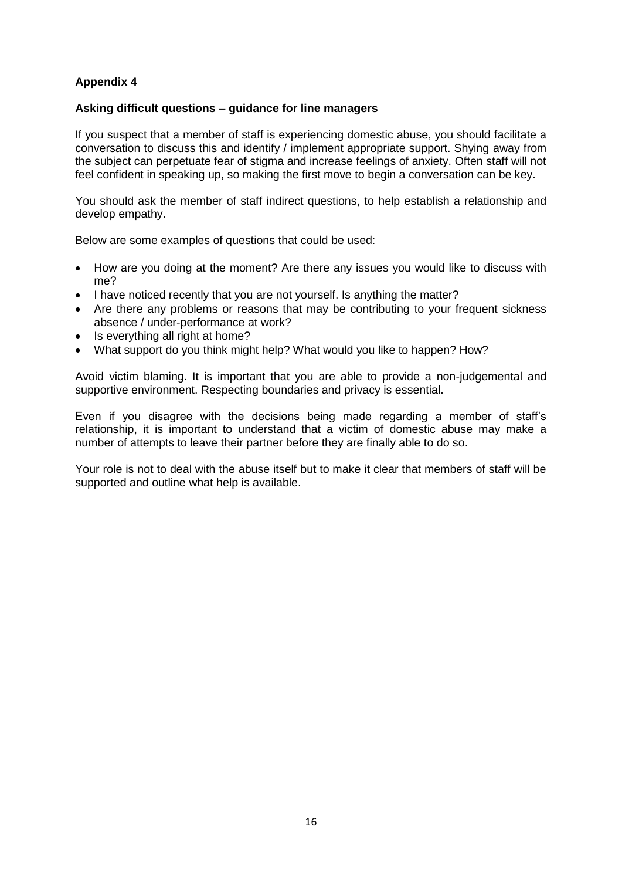**Appendix 4**

**Asking difficult questions – guidance for line managers**

If you suspect that a member of staff is experiencing domestic abuse, you should facilitate a conversation to discuss this and identify / implement appropriate support. Shying away from the subject can perpetuate fear of stigma and increase feelings of anxiety. Often staff will not feel confident in speaking up, so making the first move to begin a conversation can be key.

You should ask the member of staff indirect questions, to help establish a relationship and develop empathy.

Below are some examples of questions that could be used:

- How are you doing at the moment? Are there any issues you would like to discuss with me?
- I have noticed recently that you are not yourself. Is anything the matter?
- Are there any problems or reasons that may be contributing to your frequent sickness absence / under-performance at work?
- Is everything all right at home?
- What support do you think might help? What would you like to happen? How?

Avoid victim blaming. It is important that you are able to provide a non-judgemental and supportive environment. Respecting boundaries and privacy is essential.

Even if you disagree with the decisions being made regarding a member of staff's relationship, it is important to understand that a victim of domestic abuse may make a number of attempts to leave their partner before they are finally able to do so.

Your role is not to deal with the abuse itself but to make it clear that members of staff will be supported and outline what help is available.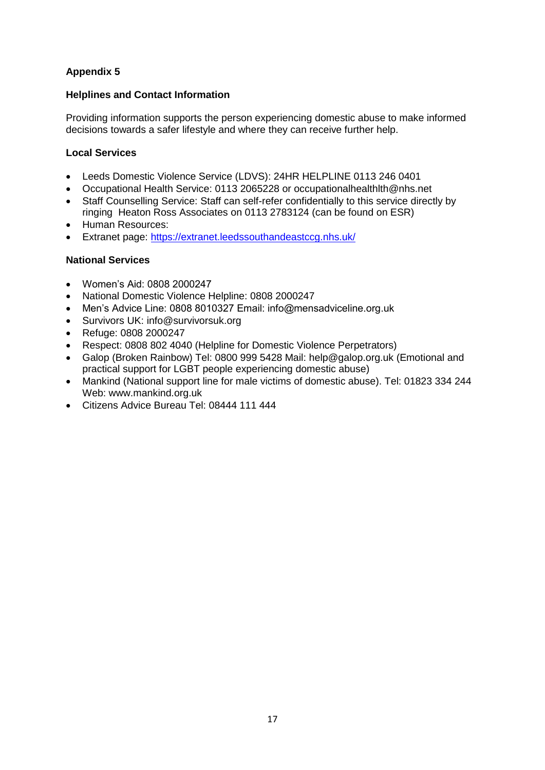**Appendix 5**

**Helplines and Contact Information**

Providing information supports the person experiencing domestic abuse to make informed decisions towards a safer lifestyle and where they can receive further help.

**Local Services**

- Leeds Domestic Violence Service (LDVS): 24HR HELPLINE 0113 246 0401
- Occupational Health Service: 0113 2065228 or occupationalhealthlth@nhs.net
- Staff Counselling Service: Staff can self-refer confidentially to this service directly by ringing Heaton Ross Associates on 0113 2783124 (can be found on ESR)
- Human Resources:
- Extranet page: https://extranet.leedssouthandeastccg.nhs.uk/

**National Services**

- Women's Aid: 0808 2000247
- National Domestic Violence Helpline: 0808 2000247
- Men's Advice Line: 0808 8010327 Email: info@mensadviceline.org.uk
- Survivors UK: info@survivorsuk.org
- Refuge: 0808 2000247
- Respect: 0808 802 4040 (Helpline for Domestic Violence Perpetrators)
- Galop (Broken Rainbow) Tel: 0800 999 5428 Mail: help@galop.org.uk (Emotional and practical support for LGBT people experiencing domestic abuse)
- Mankind (National support line for male victims of domestic abuse). Tel: 01823 334 244 Web: www.mankind.org.uk
- Citizens Advice Bureau Tel: 08444 111 444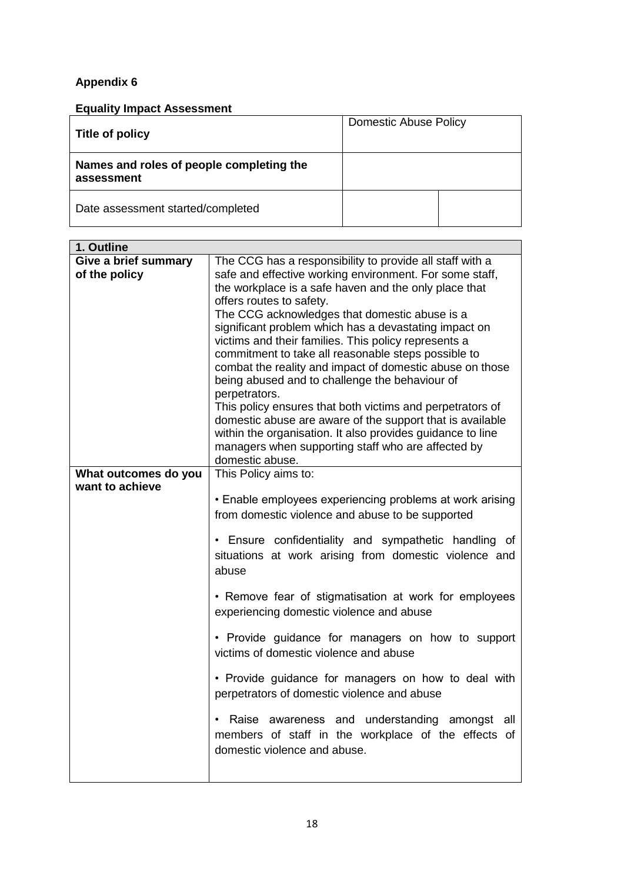**Appendix 6**

**Equality Impact Assessment**

| **Title of policy** | Domestic Abuse Policy | |
|---|---|---|
| **Names and roles of people completing the assessment** | | |
| Date assessment started/completed | | |

| **1. Outline** | |
|---|---|
| **Give a brief summary of the policy** | The CCG has a responsibility to provide all staff with a safe and effective working environment. For some staff, the workplace is a safe haven and the only place that offers routes to safety.<br>The CCG acknowledges that domestic abuse is a significant problem which has a devastating impact on victims and their families. This policy represents a commitment to take all reasonable steps possible to combat the reality and impact of domestic abuse on those being abused and to challenge the behaviour of perpetrators.<br>This policy ensures that both victims and perpetrators of domestic abuse are aware of the support that is available within the organisation. It also provides guidance to line managers when supporting staff who are affected by domestic abuse. |
| **What outcomes do you want to achieve** | This Policy aims to:<br><br>• Enable employees experiencing problems at work arising from domestic violence and abuse to be supported<br><br>• Ensure confidentiality and sympathetic handling of situations at work arising from domestic violence and abuse<br><br>• Remove fear of stigmatisation at work for employees experiencing domestic violence and abuse<br><br>• Provide guidance for managers on how to support victims of domestic violence and abuse<br><br>• Provide guidance for managers on how to deal with perpetrators of domestic violence and abuse<br><br>• Raise awareness and understanding amongst all members of staff in the workplace of the effects of domestic violence and abuse. |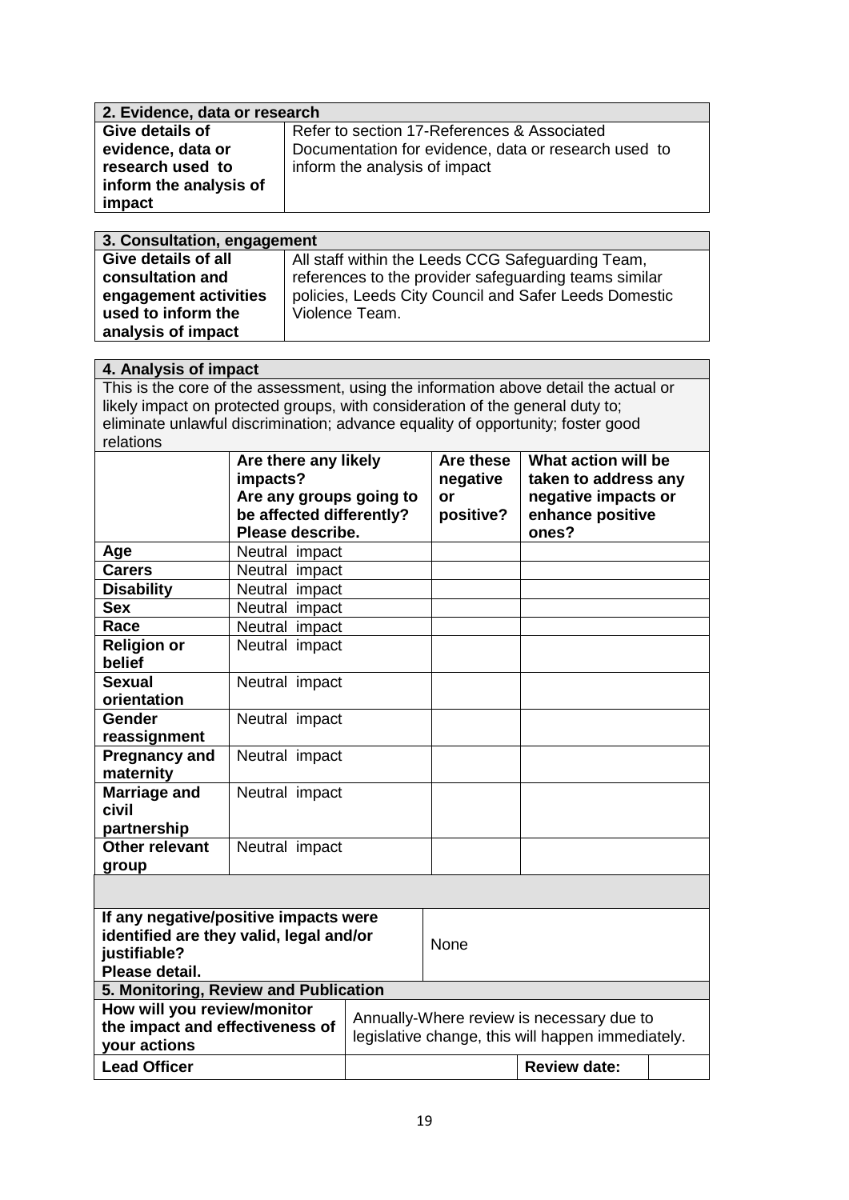| 2. Evidence, data or research | |
|---|---|
| **Give details of evidence, data or research used to inform the analysis of impact** | Refer to section 17-References & Associated Documentation for evidence, data or research used to inform the analysis of impact |

| 3. Consultation, engagement | |
|---|---|
| **Give details of all consultation and engagement activities used to inform the analysis of impact** | All staff within the Leeds CCG Safeguarding Team, references to the provider safeguarding teams similar policies, Leeds City Council and Safer Leeds Domestic Violence Team. |

**4. Analysis of impact**

This is the core of the assessment, using the information above detail the actual or likely impact on protected groups, with consideration of the general duty to; eliminate unlawful discrimination; advance equality of opportunity; foster good relations

| | Are there any likely impacts? Are any groups going to be affected differently? Please describe. | Are these negative or positive? | What action will be taken to address any negative impacts or enhance positive ones? |
|---|---|---|---|
| **Age** | Neutral impact | | |
| **Carers** | Neutral impact | | |
| **Disability** | Neutral impact | | |
| **Sex** | Neutral impact | | |
| **Race** | Neutral impact | | |
| **Religion or belief** | Neutral impact | | |
| **Sexual orientation** | Neutral impact | | |
| **Gender reassignment** | Neutral impact | | |
| **Pregnancy and maternity** | Neutral impact | | |
| **Marriage and civil partnership** | Neutral impact | | |
| **Other relevant group** | Neutral impact | | |

| | |
|---|---|
| **If any negative/positive impacts were identified are they valid, legal and/or justifiable? Please detail.** | None |

| 5. Monitoring, Review and Publication | | | |
|---|---|---|---|
| **How will you review/monitor the impact and effectiveness of your actions** | Annually-Where review is necessary due to legislative change, this will happen immediately. | | |
| **Lead Officer** | | **Review date:** | |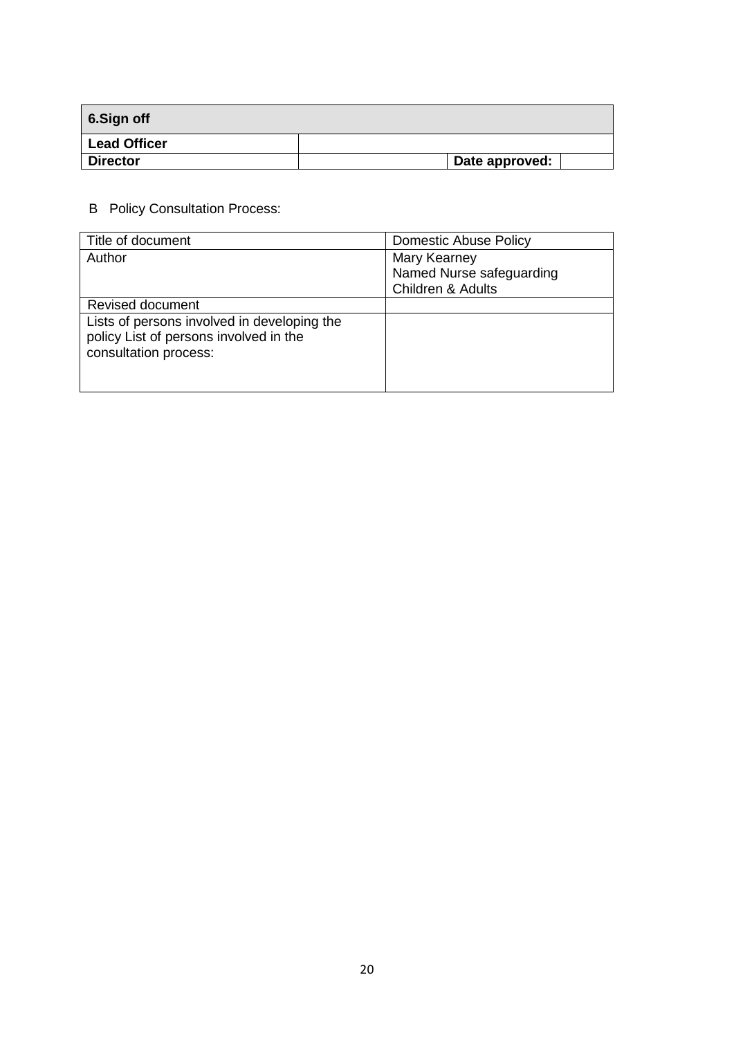| 6.Sign off | | | |
|---|---|---|---|
| **Lead Officer** | | | |
| **Director** | | **Date approved:** | |

B Policy Consultation Process:

| | |
|---|---|
| Title of document | Domestic Abuse Policy |
| Author | Mary Kearney<br>Named Nurse safeguarding<br>Children & Adults |
| Revised document | |
| Lists of persons involved in developing the policy List of persons involved in the consultation process: | |